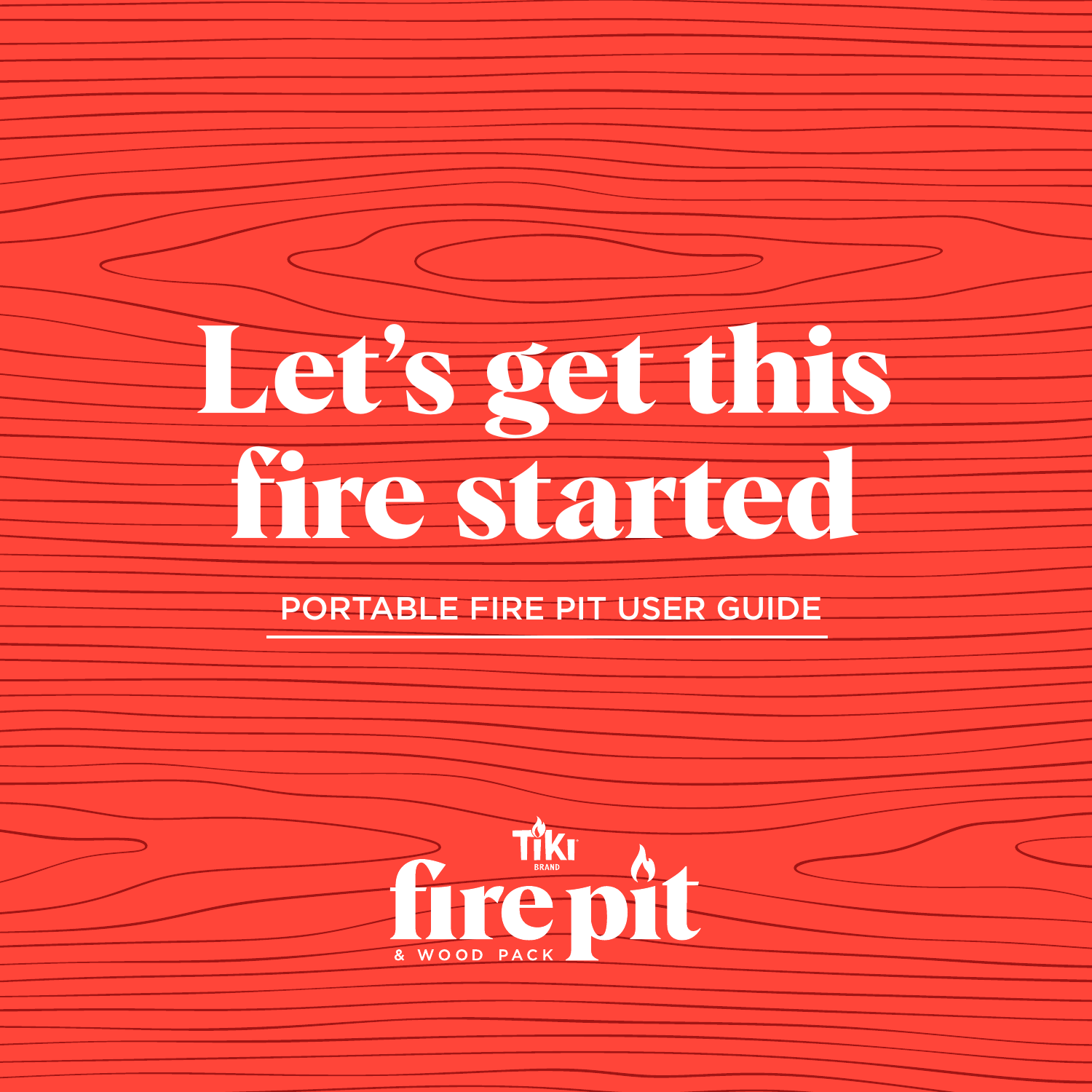# Let's get this fire started

PORTABLE FIRE PIT USER GUIDE

TIKI BRAND

fire pit

& WOOD PACK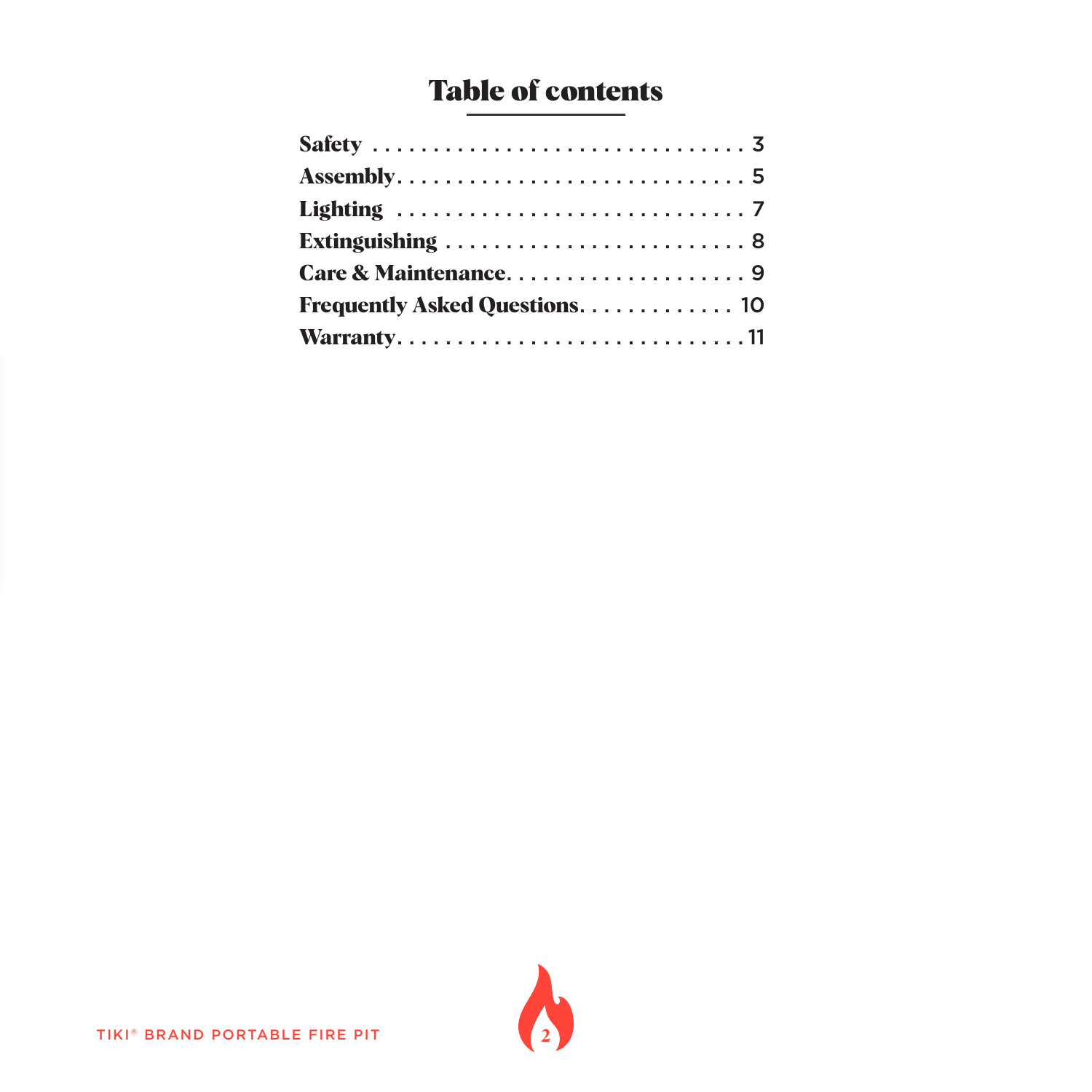# Table of contents

**Safety** . . . . . . . . . . . . . . . . . . . . . . . . . . . . . . . 3
**Assembly** . . . . . . . . . . . . . . . . . . . . . . . . . . . . . . 5
**Lighting** . . . . . . . . . . . . . . . . . . . . . . . . . . . . . . 7
**Extinguishing** . . . . . . . . . . . . . . . . . . . . . . . . . 8
**Care & Maintenance** . . . . . . . . . . . . . . . . . . . . 9
**Frequently Asked Questions** . . . . . . . . . . . . . 10
**Warranty** . . . . . . . . . . . . . . . . . . . . . . . . . . . . . 11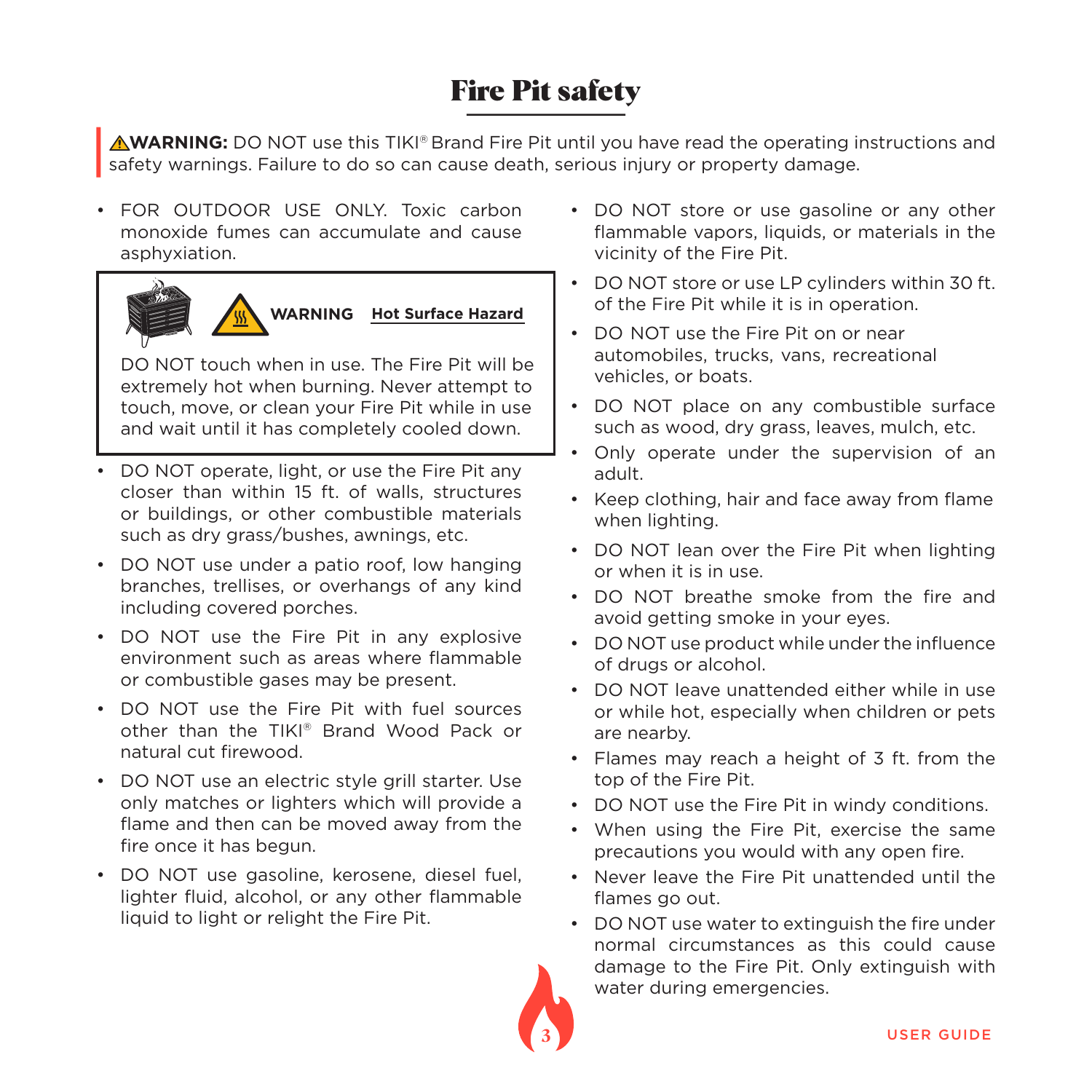# Fire Pit safety

⚠**WARNING:** DO NOT use this TIKI® Brand Fire Pit until you have read the operating instructions and safety warnings. Failure to do so can cause death, serious injury or property damage.

- FOR OUTDOOR USE ONLY. Toxic carbon monoxide fumes can accumulate and cause asphyxiation.

> **WARNING** **Hot Surface Hazard**
>
> DO NOT touch when in use. The Fire Pit will be extremely hot when burning. Never attempt to touch, move, or clean your Fire Pit while in use and wait until it has completely cooled down.

- DO NOT operate, light, or use the Fire Pit any closer than within 15 ft. of walls, structures or buildings, or other combustible materials such as dry grass/bushes, awnings, etc.
- DO NOT use under a patio roof, low hanging branches, trellises, or overhangs of any kind including covered porches.
- DO NOT use the Fire Pit in any explosive environment such as areas where flammable or combustible gases may be present.
- DO NOT use the Fire Pit with fuel sources other than the TIKI® Brand Wood Pack or natural cut firewood.
- DO NOT use an electric style grill starter. Use only matches or lighters which will provide a flame and then can be moved away from the fire once it has begun.
- DO NOT use gasoline, kerosene, diesel fuel, lighter fluid, alcohol, or any other flammable liquid to light or relight the Fire Pit.
- DO NOT store or use gasoline or any other flammable vapors, liquids, or materials in the vicinity of the Fire Pit.
- DO NOT store or use LP cylinders within 30 ft. of the Fire Pit while it is in operation.
- DO NOT use the Fire Pit on or near automobiles, trucks, vans, recreational vehicles, or boats.
- DO NOT place on any combustible surface such as wood, dry grass, leaves, mulch, etc.
- Only operate under the supervision of an adult.
- Keep clothing, hair and face away from flame when lighting.
- DO NOT lean over the Fire Pit when lighting or when it is in use.
- DO NOT breathe smoke from the fire and avoid getting smoke in your eyes.
- DO NOT use product while under the influence of drugs or alcohol.
- DO NOT leave unattended either while in use or while hot, especially when children or pets are nearby.
- Flames may reach a height of 3 ft. from the top of the Fire Pit.
- DO NOT use the Fire Pit in windy conditions.
- When using the Fire Pit, exercise the same precautions you would with any open fire.
- Never leave the Fire Pit unattended until the flames go out.
- DO NOT use water to extinguish the fire under normal circumstances as this could cause damage to the Fire Pit. Only extinguish with water during emergencies.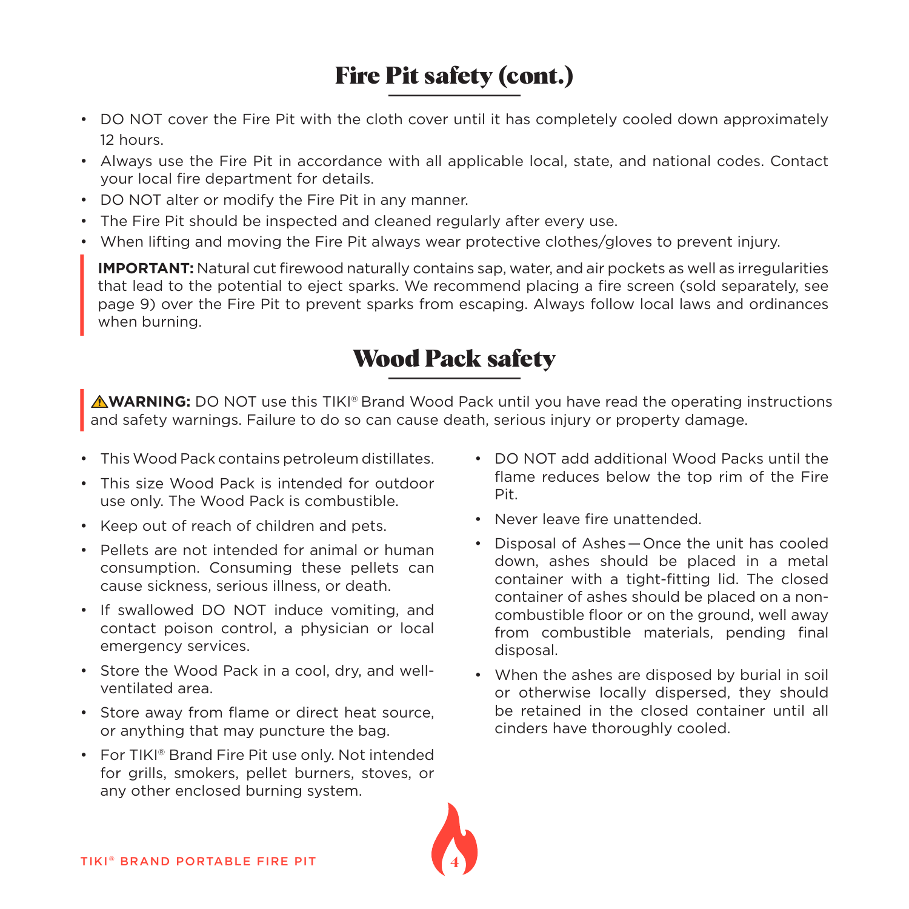## Fire Pit safety (cont.)

- DO NOT cover the Fire Pit with the cloth cover until it has completely cooled down approximately 12 hours.
- Always use the Fire Pit in accordance with all applicable local, state, and national codes. Contact your local fire department for details.
- DO NOT alter or modify the Fire Pit in any manner.
- The Fire Pit should be inspected and cleaned regularly after every use.
- When lifting and moving the Fire Pit always wear protective clothes/gloves to prevent injury.

**IMPORTANT:** Natural cut firewood naturally contains sap, water, and air pockets as well as irregularities that lead to the potential to eject sparks. We recommend placing a fire screen (sold separately, see page 9) over the Fire Pit to prevent sparks from escaping. Always follow local laws and ordinances when burning.

## Wood Pack safety

⚠**WARNING:** DO NOT use this TIKI® Brand Wood Pack until you have read the operating instructions and safety warnings. Failure to do so can cause death, serious injury or property damage.

- This Wood Pack contains petroleum distillates.
- This size Wood Pack is intended for outdoor use only. The Wood Pack is combustible.
- Keep out of reach of children and pets.
- Pellets are not intended for animal or human consumption. Consuming these pellets can cause sickness, serious illness, or death.
- If swallowed DO NOT induce vomiting, and contact poison control, a physician or local emergency services.
- Store the Wood Pack in a cool, dry, and well-ventilated area.
- Store away from flame or direct heat source, or anything that may puncture the bag.
- For TIKI® Brand Fire Pit use only. Not intended for grills, smokers, pellet burners, stoves, or any other enclosed burning system.
- DO NOT add additional Wood Packs until the flame reduces below the top rim of the Fire Pit.
- Never leave fire unattended.
- Disposal of Ashes—Once the unit has cooled down, ashes should be placed in a metal container with a tight-fitting lid. The closed container of ashes should be placed on a non-combustible floor or on the ground, well away from combustible materials, pending final disposal.
- When the ashes are disposed by burial in soil or otherwise locally dispersed, they should be retained in the closed container until all cinders have thoroughly cooled.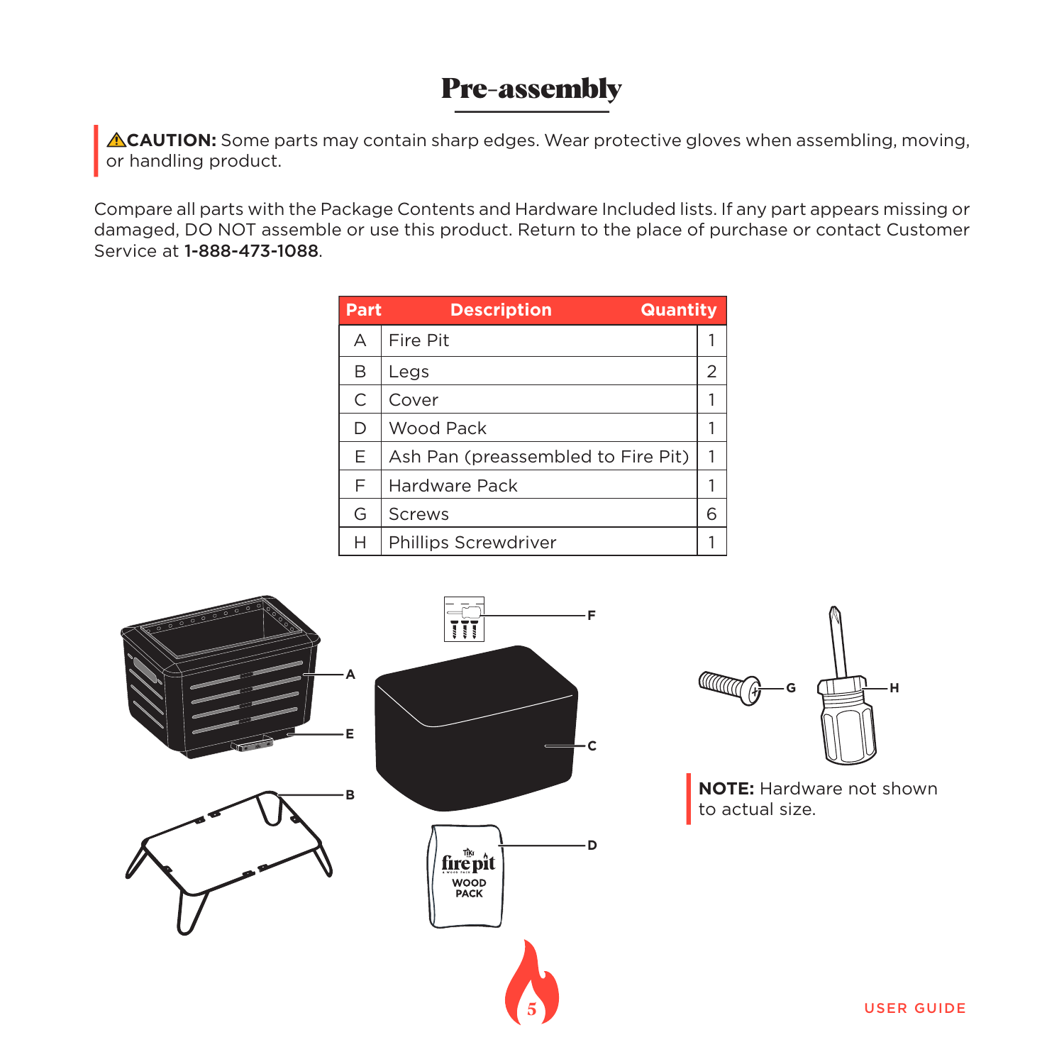# Pre-assembly

⚠**CAUTION:** Some parts may contain sharp edges. Wear protective gloves when assembling, moving, or handling product.

Compare all parts with the Package Contents and Hardware Included lists. If any part appears missing or damaged, DO NOT assemble or use this product. Return to the place of purchase or contact Customer Service at **1-888-473-1088**.

| Part | Description | Quantity |
|---|---|---|
| A | Fire Pit | 1 |
| B | Legs | 2 |
| C | Cover | 1 |
| D | Wood Pack | 1 |
| E | Ash Pan (preassembled to Fire Pit) | 1 |
| F | Hardware Pack | 1 |
| G | Screws | 6 |
| H | Phillips Screwdriver | 1 |

**NOTE:** Hardware not shown to actual size.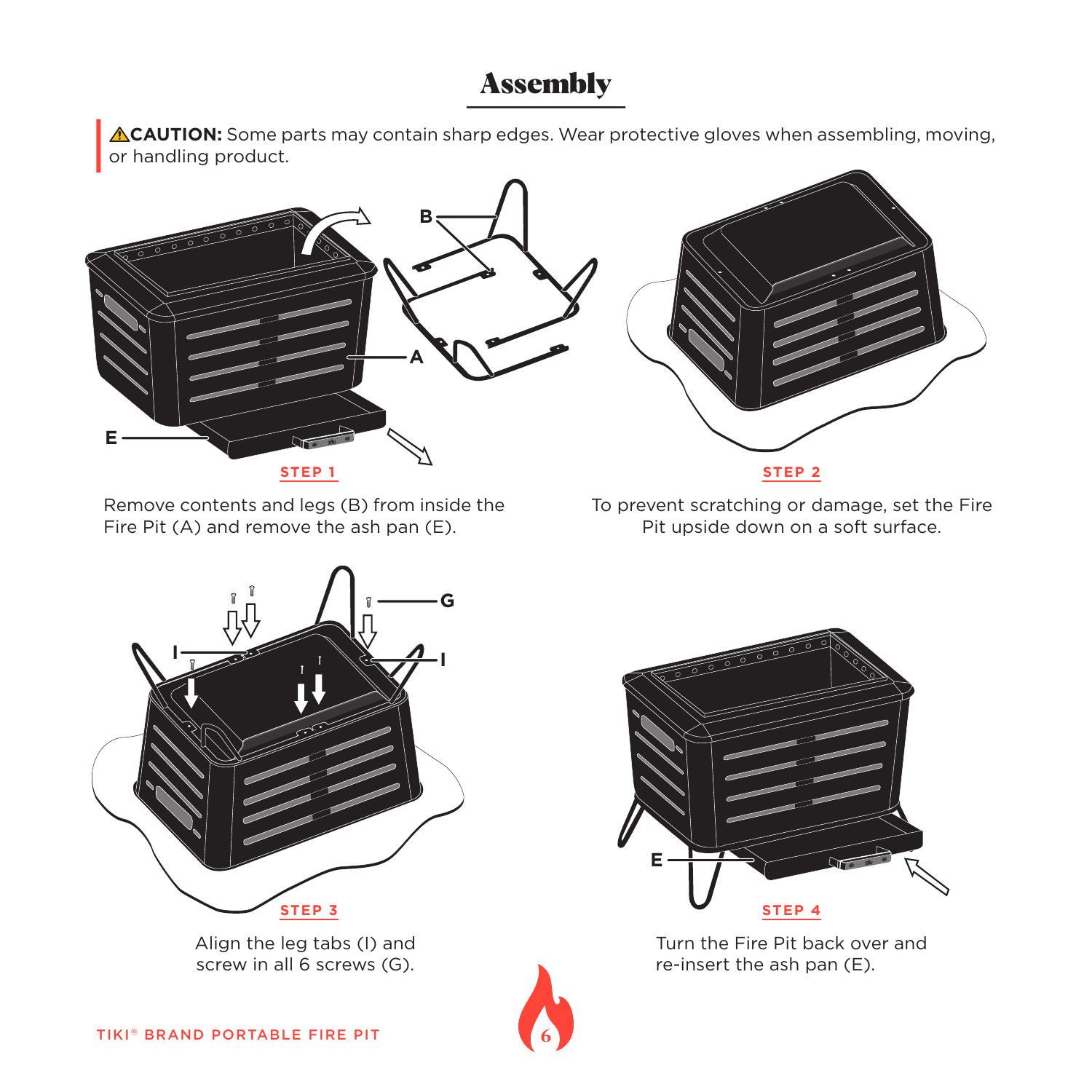# Assembly

⚠**CAUTION:** Some parts may contain sharp edges. Wear protective gloves when assembling, moving, or handling product.

**STEP 1**

Remove contents and legs (B) from inside the Fire Pit (A) and remove the ash pan (E).

**STEP 2**

To prevent scratching or damage, set the Fire Pit upside down on a soft surface.

**STEP 3**

Align the leg tabs (I) and screw in all 6 screws (G).

**STEP 4**

Turn the Fire Pit back over and re-insert the ash pan (E).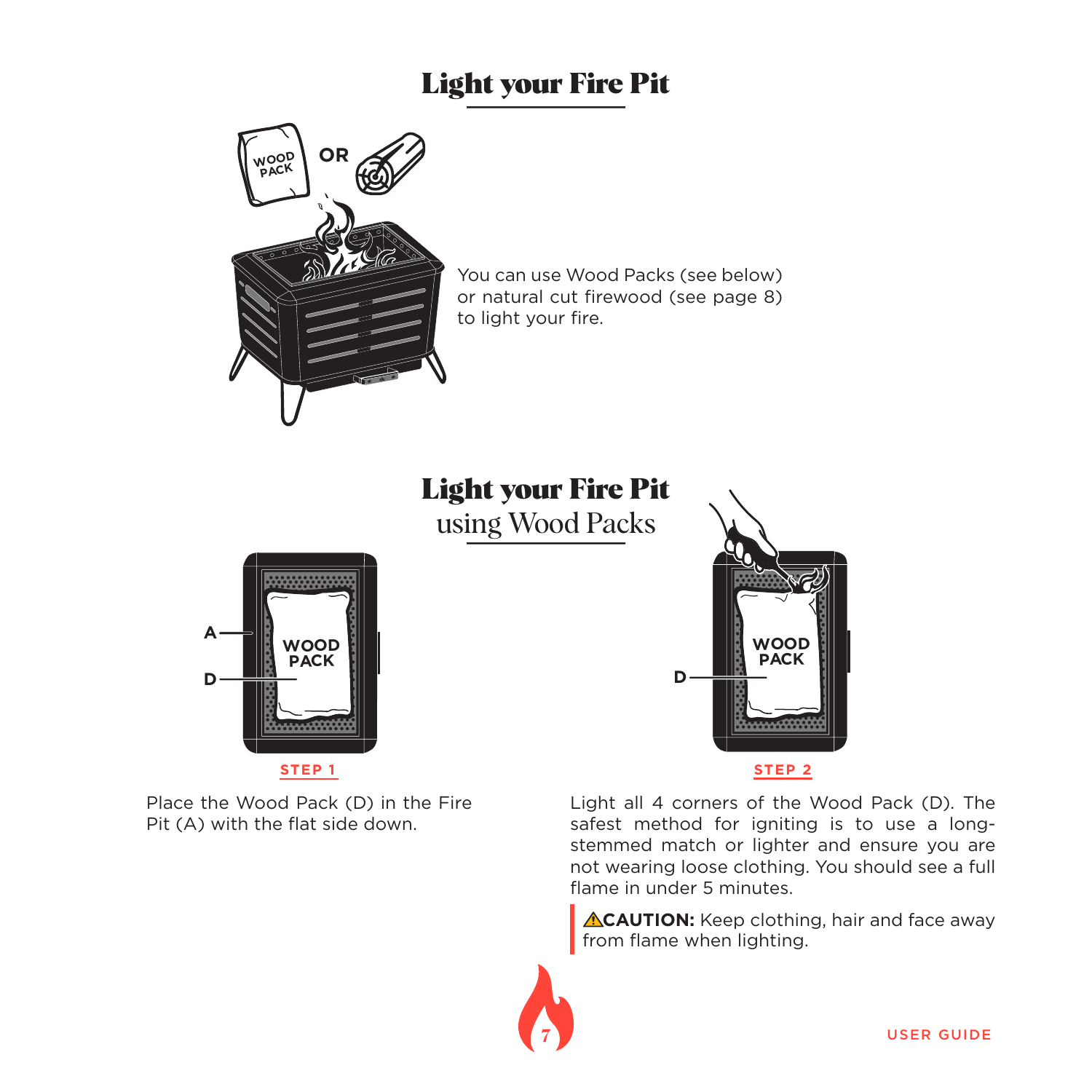# Light your Fire Pit

You can use Wood Packs (see below) or natural cut firewood (see page 8) to light your fire.

# Light your Fire Pit
## using Wood Packs

**STEP 1**

Place the Wood Pack (D) in the Fire Pit (A) with the flat side down.

**STEP 2**

Light all 4 corners of the Wood Pack (D). The safest method for igniting is to use a long-stemmed match or lighter and ensure you are not wearing loose clothing. You should see a full flame in under 5 minutes.

> ⚠**CAUTION:** Keep clothing, hair and face away from flame when lighting.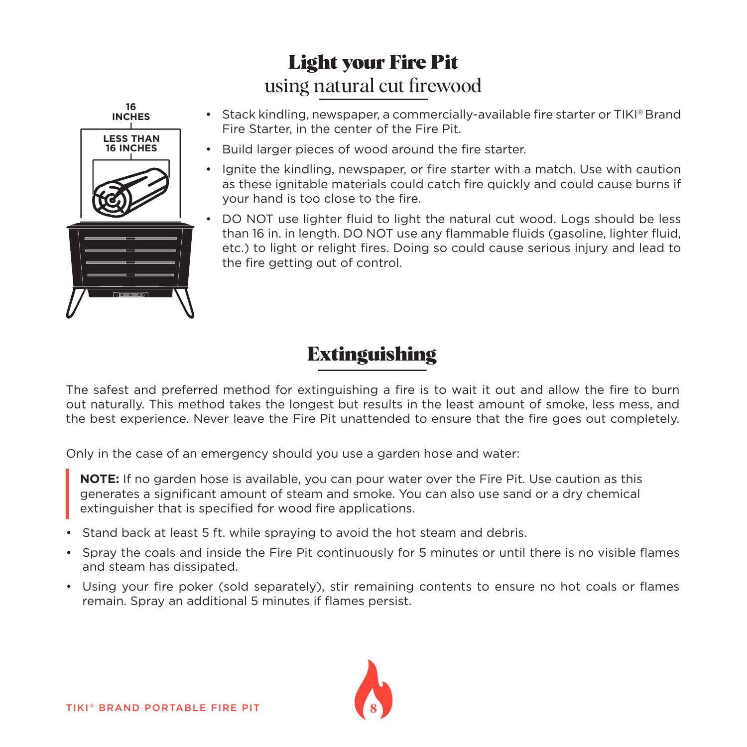# Light your Fire Pit
## using natural cut firewood

16 INCHES

LESS THAN 16 INCHES

- Stack kindling, newspaper, a commercially-available fire starter or TIKI® Brand Fire Starter, in the center of the Fire Pit.
- Build larger pieces of wood around the fire starter.
- Ignite the kindling, newspaper, or fire starter with a match. Use with caution as these ignitable materials could catch fire quickly and could cause burns if your hand is too close to the fire.
- DO NOT use lighter fluid to light the natural cut wood. Logs should be less than 16 in. in length. DO NOT use any flammable fluids (gasoline, lighter fluid, etc.) to light or relight fires. Doing so could cause serious injury and lead to the fire getting out of control.

# Extinguishing

The safest and preferred method for extinguishing a fire is to wait it out and allow the fire to burn out naturally. This method takes the longest but results in the least amount of smoke, less mess, and the best experience. Never leave the Fire Pit unattended to ensure that the fire goes out completely.

Only in the case of an emergency should you use a garden hose and water:

> **NOTE:** If no garden hose is available, you can pour water over the Fire Pit. Use caution as this generates a significant amount of steam and smoke. You can also use sand or a dry chemical extinguisher that is specified for wood fire applications.

- Stand back at least 5 ft. while spraying to avoid the hot steam and debris.
- Spray the coals and inside the Fire Pit continuously for 5 minutes or until there is no visible flames and steam has dissipated.
- Using your fire poker (sold separately), stir remaining contents to ensure no hot coals or flames remain. Spray an additional 5 minutes if flames persist.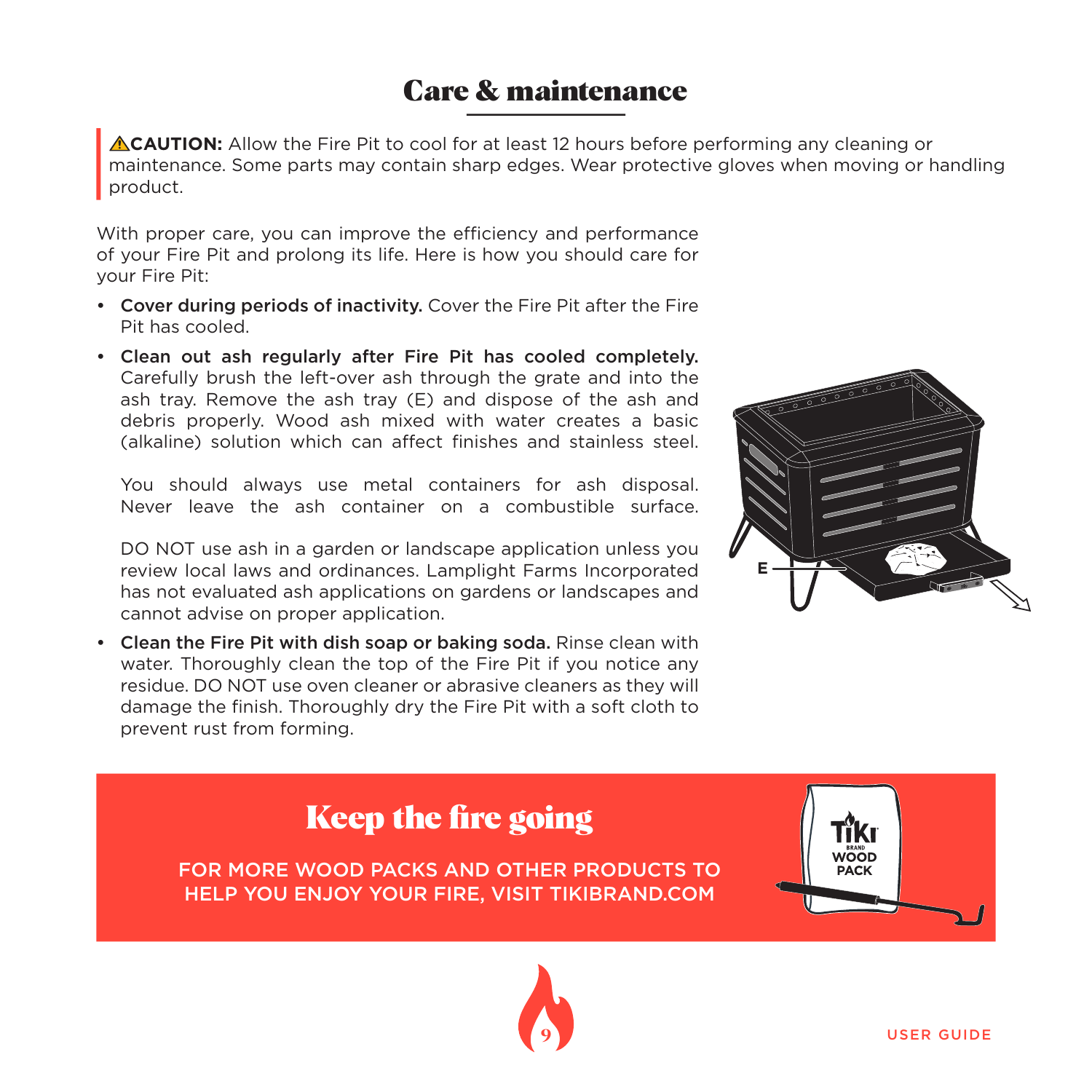# Care & maintenance

⚠**CAUTION:** Allow the Fire Pit to cool for at least 12 hours before performing any cleaning or maintenance. Some parts may contain sharp edges. Wear protective gloves when moving or handling product.

With proper care, you can improve the efficiency and performance of your Fire Pit and prolong its life. Here is how you should care for your Fire Pit:

- **Cover during periods of inactivity.** Cover the Fire Pit after the Fire Pit has cooled.
- **Clean out ash regularly after Fire Pit has cooled completely.** Carefully brush the left-over ash through the grate and into the ash tray. Remove the ash tray (E) and dispose of the ash and debris properly. Wood ash mixed with water creates a basic (alkaline) solution which can affect finishes and stainless steel.

  You should always use metal containers for ash disposal. Never leave the ash container on a combustible surface.

  DO NOT use ash in a garden or landscape application unless you review local laws and ordinances. Lamplight Farms Incorporated has not evaluated ash applications on gardens or landscapes and cannot advise on proper application.
- **Clean the Fire Pit with dish soap or baking soda.** Rinse clean with water. Thoroughly clean the top of the Fire Pit if you notice any residue. DO NOT use oven cleaner or abrasive cleaners as they will damage the finish. Thoroughly dry the Fire Pit with a soft cloth to prevent rust from forming.

E

## Keep the fire going

FOR MORE WOOD PACKS AND OTHER PRODUCTS TO HELP YOU ENJOY YOUR FIRE, VISIT TIKIBRAND.COM

TIKI BRAND WOOD PACK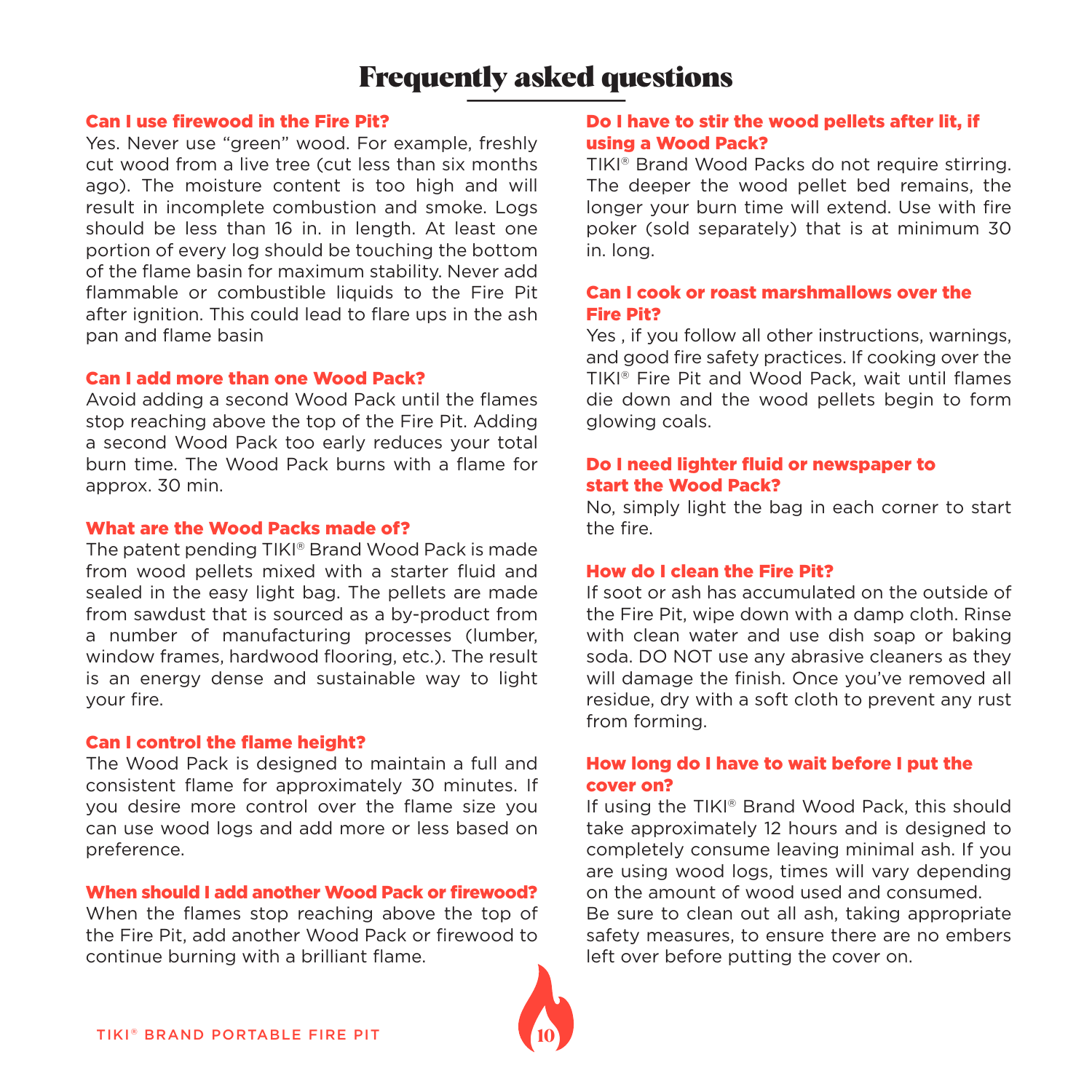# Frequently asked questions

### Can I use firewood in the Fire Pit?

Yes. Never use "green" wood. For example, freshly cut wood from a live tree (cut less than six months ago). The moisture content is too high and will result in incomplete combustion and smoke. Logs should be less than 16 in. in length. At least one portion of every log should be touching the bottom of the flame basin for maximum stability. Never add flammable or combustible liquids to the Fire Pit after ignition. This could lead to flare ups in the ash pan and flame basin

### Can I add more than one Wood Pack?

Avoid adding a second Wood Pack until the flames stop reaching above the top of the Fire Pit. Adding a second Wood Pack too early reduces your total burn time. The Wood Pack burns with a flame for approx. 30 min.

### What are the Wood Packs made of?

The patent pending TIKI® Brand Wood Pack is made from wood pellets mixed with a starter fluid and sealed in the easy light bag. The pellets are made from sawdust that is sourced as a by-product from a number of manufacturing processes (lumber, window frames, hardwood flooring, etc.). The result is an energy dense and sustainable way to light your fire.

### Can I control the flame height?

The Wood Pack is designed to maintain a full and consistent flame for approximately 30 minutes. If you desire more control over the flame size you can use wood logs and add more or less based on preference.

### When should I add another Wood Pack or firewood?

When the flames stop reaching above the top of the Fire Pit, add another Wood Pack or firewood to continue burning with a brilliant flame.

### Do I have to stir the wood pellets after lit, if using a Wood Pack?

TIKI® Brand Wood Packs do not require stirring. The deeper the wood pellet bed remains, the longer your burn time will extend. Use with fire poker (sold separately) that is at minimum 30 in. long.

### Can I cook or roast marshmallows over the Fire Pit?

Yes , if you follow all other instructions, warnings, and good fire safety practices. If cooking over the TIKI® Fire Pit and Wood Pack, wait until flames die down and the wood pellets begin to form glowing coals.

### Do I need lighter fluid or newspaper to start the Wood Pack?

No, simply light the bag in each corner to start the fire.

### How do I clean the Fire Pit?

If soot or ash has accumulated on the outside of the Fire Pit, wipe down with a damp cloth. Rinse with clean water and use dish soap or baking soda. DO NOT use any abrasive cleaners as they will damage the finish. Once you've removed all residue, dry with a soft cloth to prevent any rust from forming.

### How long do I have to wait before I put the cover on?

If using the TIKI® Brand Wood Pack, this should take approximately 12 hours and is designed to completely consume leaving minimal ash. If you are using wood logs, times will vary depending on the amount of wood used and consumed.
Be sure to clean out all ash, taking appropriate safety measures, to ensure there are no embers left over before putting the cover on.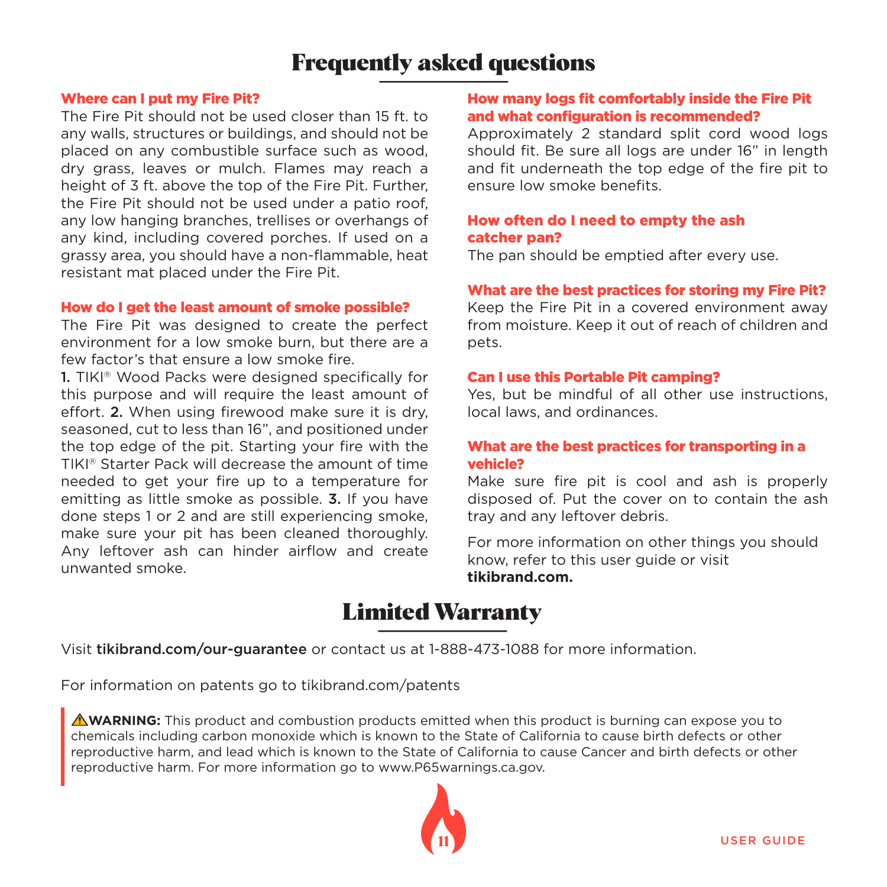# Frequently asked questions

### Where can I put my Fire Pit?

The Fire Pit should not be used closer than 15 ft. to any walls, structures or buildings, and should not be placed on any combustible surface such as wood, dry grass, leaves or mulch. Flames may reach a height of 3 ft. above the top of the Fire Pit. Further, the Fire Pit should not be used under a patio roof, any low hanging branches, trellises or overhangs of any kind, including covered porches. If used on a grassy area, you should have a non-flammable, heat resistant mat placed under the Fire Pit.

### How do I get the least amount of smoke possible?

The Fire Pit was designed to create the perfect environment for a low smoke burn, but there are a few factor's that ensure a low smoke fire.

**1.** TIKI® Wood Packs were designed specifically for this purpose and will require the least amount of effort. **2.** When using firewood make sure it is dry, seasoned, cut to less than 16", and positioned under the top edge of the pit. Starting your fire with the TIKI® Starter Pack will decrease the amount of time needed to get your fire up to a temperature for emitting as little smoke as possible. **3.** If you have done steps 1 or 2 and are still experiencing smoke, make sure your pit has been cleaned thoroughly. Any leftover ash can hinder airflow and create unwanted smoke.

### How many logs fit comfortably inside the Fire Pit and what configuration is recommended?

Approximately 2 standard split cord wood logs should fit. Be sure all logs are under 16" in length and fit underneath the top edge of the fire pit to ensure low smoke benefits.

### How often do I need to empty the ash catcher pan?

The pan should be emptied after every use.

### What are the best practices for storing my Fire Pit?

Keep the Fire Pit in a covered environment away from moisture. Keep it out of reach of children and pets.

### Can I use this Portable Pit camping?

Yes, but be mindful of all other use instructions, local laws, and ordinances.

### What are the best practices for transporting in a vehicle?

Make sure fire pit is cool and ash is properly disposed of. Put the cover on to contain the ash tray and any leftover debris.

For more information on other things you should know, refer to this user guide or visit **tikibrand.com.**

# Limited Warranty

Visit **tikibrand.com/our-guarantee** or contact us at 1-888-473-1088 for more information.

For information on patents go to tikibrand.com/patents

⚠**WARNING:** This product and combustion products emitted when this product is burning can expose you to chemicals including carbon monoxide which is known to the State of California to cause birth defects or other reproductive harm, and lead which is known to the State of California to cause Cancer and birth defects or other reproductive harm. For more information go to www.P65warnings.ca.gov.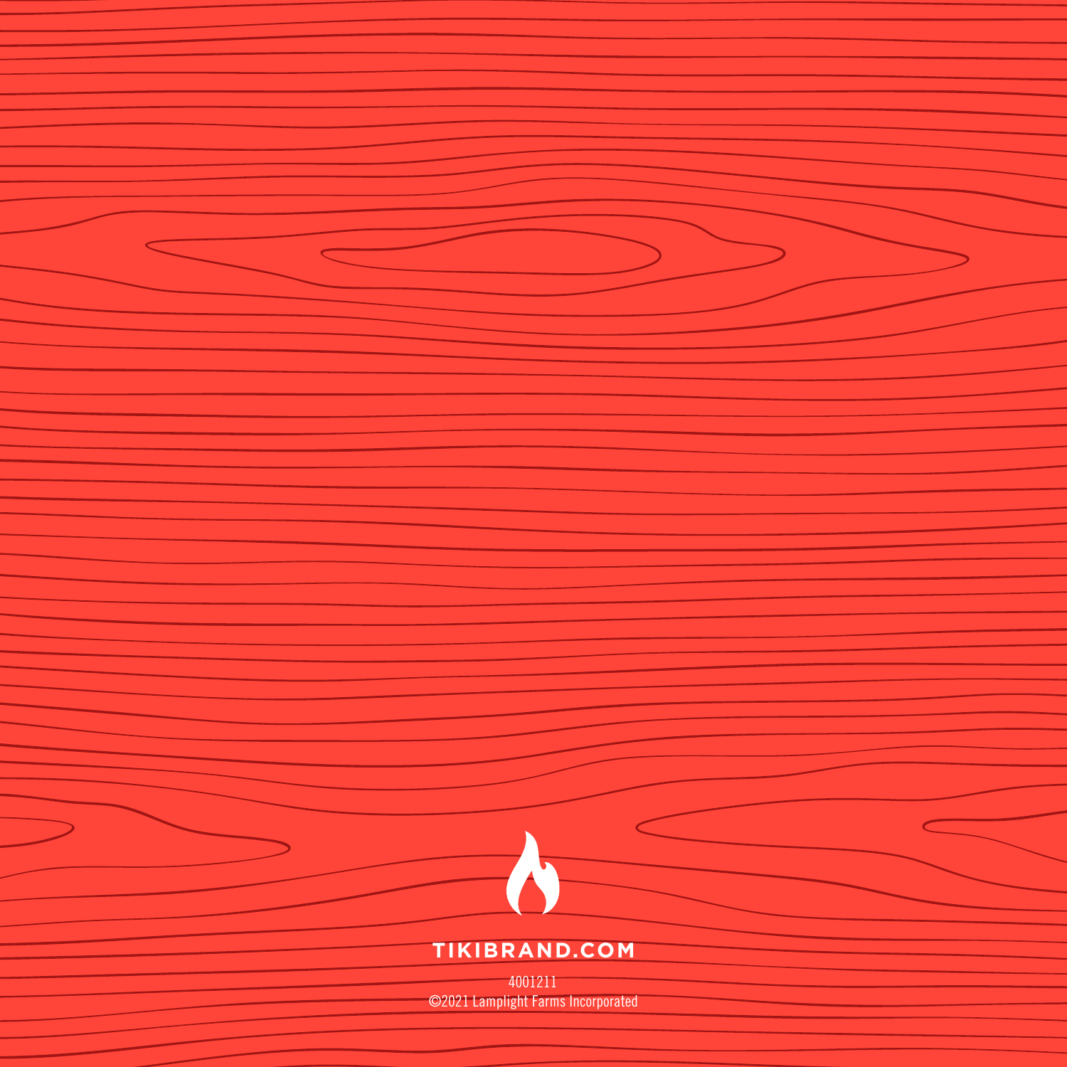**TIKIBRAND.COM**

4001211

©2021 Lamplight Farms Incorporated